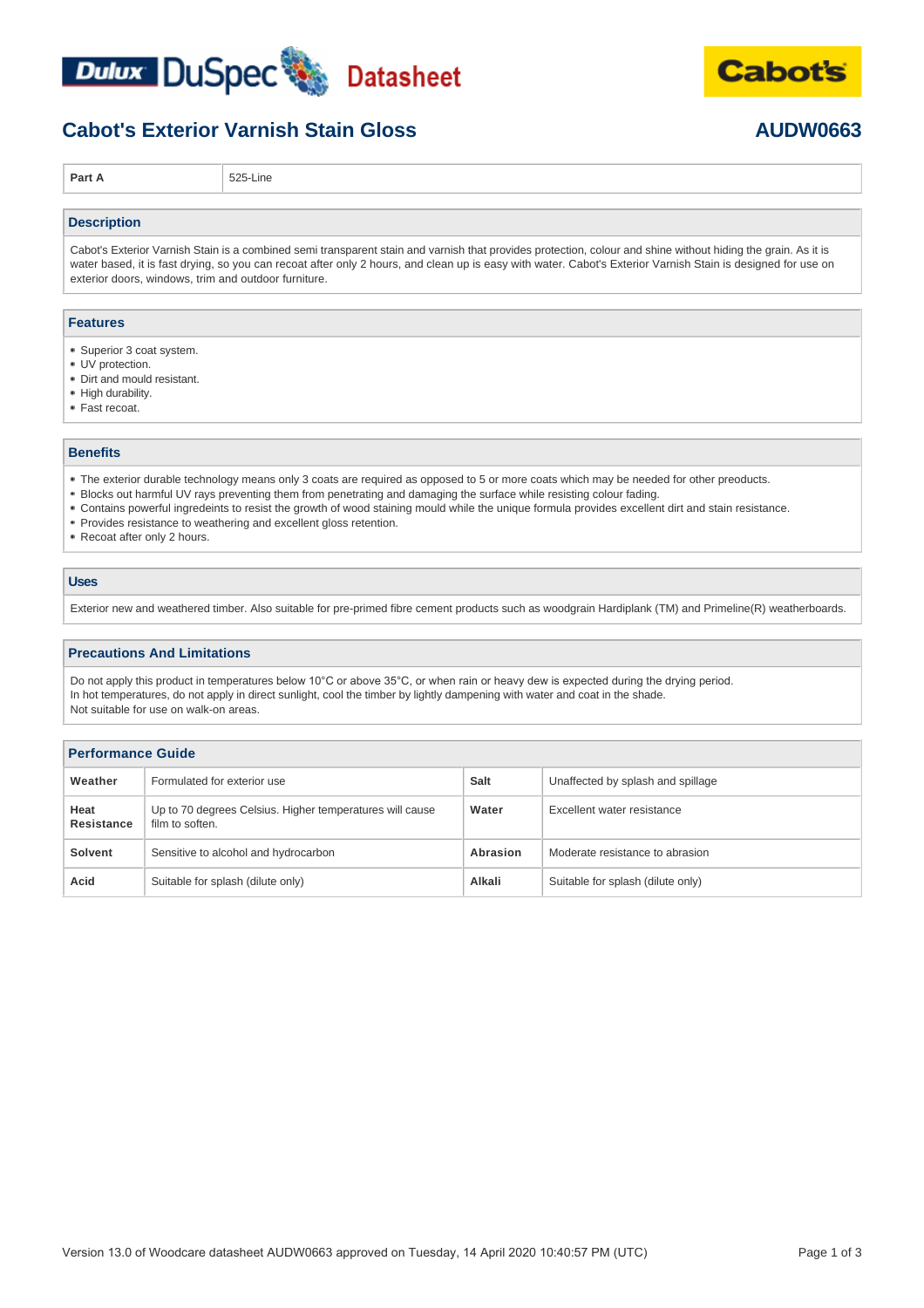Dulux DuSpec Datasheet

Cabot's

# Cabot's Exterior Varnish Stain Gloss

**AUDW0663**

| Part A | 525-Line |
|---|---|

## Description

Cabot's Exterior Varnish Stain is a combined semi transparent stain and varnish that provides protection, colour and shine without hiding the grain. As it is water based, it is fast drying, so you can recoat after only 2 hours, and clean up is easy with water. Cabot's Exterior Varnish Stain is designed for use on exterior doors, windows, trim and outdoor furniture.

## Features

- Superior 3 coat system.
- UV protection.
- Dirt and mould resistant.
- High durability.
- Fast recoat.

## Benefits

- The exterior durable technology means only 3 coats are required as opposed to 5 or more coats which may be needed for other preoducts.
- Blocks out harmful UV rays preventing them from penetrating and damaging the surface while resisting colour fading.
- Contains powerful ingredeints to resist the growth of wood staining mould while the unique formula provides excellent dirt and stain resistance.
- Provides resistance to weathering and excellent gloss retention.
- Recoat after only 2 hours.

## Uses

Exterior new and weathered timber. Also suitable for pre-primed fibre cement products such as woodgrain Hardiplank (TM) and Primeline(R) weatherboards.

## Precautions And Limitations

Do not apply this product in temperatures below 10°C or above 35°C, or when rain or heavy dew is expected during the drying period.
In hot temperatures, do not apply in direct sunlight, cool the timber by lightly dampening with water and coat in the shade.
Not suitable for use on walk-on areas.

## Performance Guide

| | | | |
|---|---|---|---|
| **Weather** | Formulated for exterior use | **Salt** | Unaffected by splash and spillage |
| **Heat Resistance** | Up to 70 degrees Celsius. Higher temperatures will cause film to soften. | **Water** | Excellent water resistance |
| **Solvent** | Sensitive to alcohol and hydrocarbon | **Abrasion** | Moderate resistance to abrasion |
| **Acid** | Suitable for splash (dilute only) | **Alkali** | Suitable for splash (dilute only) |

Version 13.0 of Woodcare datasheet AUDW0663 approved on Tuesday, 14 April 2020 10:40:57 PM (UTC)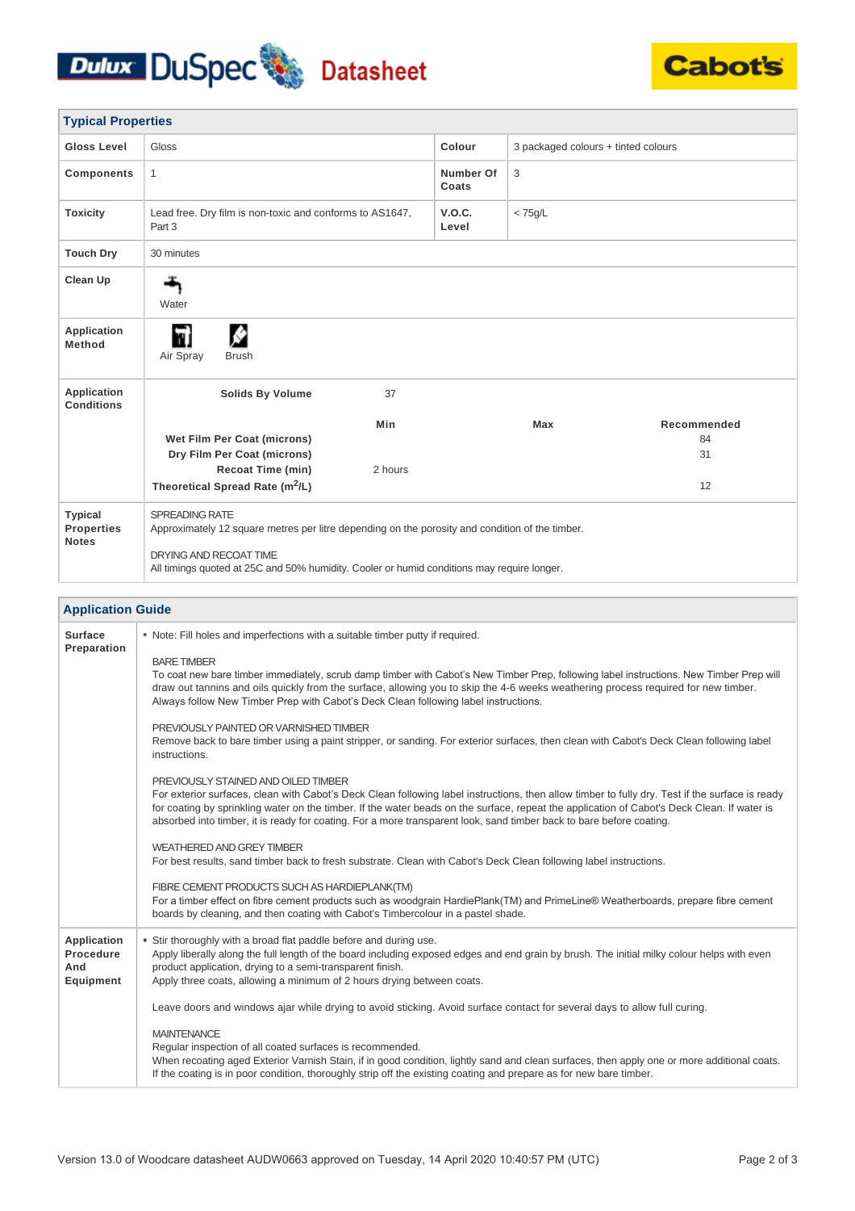## Typical Properties

| | | | |
|---|---|---|---|
| **Gloss Level** | Gloss | **Colour** | 3 packaged colours + tinted colours |
| **Components** | 1 | **Number Of Coats** | 3 |
| **Toxicity** | Lead free. Dry film is non-toxic and conforms to AS1647, Part 3 | **V.O.C. Level** | < 75g/L |
| **Touch Dry** | 30 minutes | | |
| **Clean Up** | Water | | |
| **Application Method** | Air Spray, Brush | | |

**Application Conditions**

| | Min | Max | Recommended |
|---|---|---|---|
| **Solids By Volume** | 37 | | |
| **Wet Film Per Coat (microns)** | | | 84 |
| **Dry Film Per Coat (microns)** | | | 31 |
| **Recoat Time (min)** | 2 hours | | |
| **Theoretical Spread Rate ($m^2$/L)** | | | 12 |

**Typical Properties Notes**

SPREADING RATE
Approximately 12 square metres per litre depending on the porosity and condition of the timber.

DRYING AND RECOAT TIME
All timings quoted at 25C and 50% humidity. Cooler or humid conditions may require longer.

## Application Guide

**Surface Preparation**

- Note: Fill holes and imperfections with a suitable timber putty if required.

BARE TIMBER
To coat new bare timber immediately, scrub damp timber with Cabot's New Timber Prep, following label instructions. New Timber Prep will draw out tannins and oils quickly from the surface, allowing you to skip the 4-6 weeks weathering process required for new timber. Always follow New Timber Prep with Cabot's Deck Clean following label instructions.

PREVIOUSLY PAINTED OR VARNISHED TIMBER
Remove back to bare timber using a paint stripper, or sanding. For exterior surfaces, then clean with Cabot's Deck Clean following label instructions.

PREVIOUSLY STAINED AND OILED TIMBER
For exterior surfaces, clean with Cabot's Deck Clean following label instructions, then allow timber to fully dry. Test if the surface is ready for coating by sprinkling water on the timber. If the water beads on the surface, repeat the application of Cabot's Deck Clean. If water is absorbed into timber, it is ready for coating. For a more transparent look, sand timber back to bare before coating.

WEATHERED AND GREY TIMBER
For best results, sand timber back to fresh substrate. Clean with Cabot's Deck Clean following label instructions.

FIBRE CEMENT PRODUCTS SUCH AS HARDIEPLANK(TM)
For a timber effect on fibre cement products such as woodgrain HardiePlank(TM) and PrimeLine® Weatherboards, prepare fibre cement boards by cleaning, and then coating with Cabot's Timbercolour in a pastel shade.

**Application Procedure And Equipment**

- Stir thoroughly with a broad flat paddle before and during use.
Apply liberally along the full length of the board including exposed edges and end grain by brush. The initial milky colour helps with even product application, drying to a semi-transparent finish.
Apply three coats, allowing a minimum of 2 hours drying between coats.

Leave doors and windows ajar while drying to avoid sticking. Avoid surface contact for several days to allow full curing.

MAINTENANCE
Regular inspection of all coated surfaces is recommended.
When recoating aged Exterior Varnish Stain, if in good condition, lightly sand and clean surfaces, then apply one or more additional coats. If the coating is in poor condition, thoroughly strip off the existing coating and prepare as for new bare timber.

Version 13.0 of Woodcare datasheet AUDW0663 approved on Tuesday, 14 April 2020 10:40:57 PM (UTC)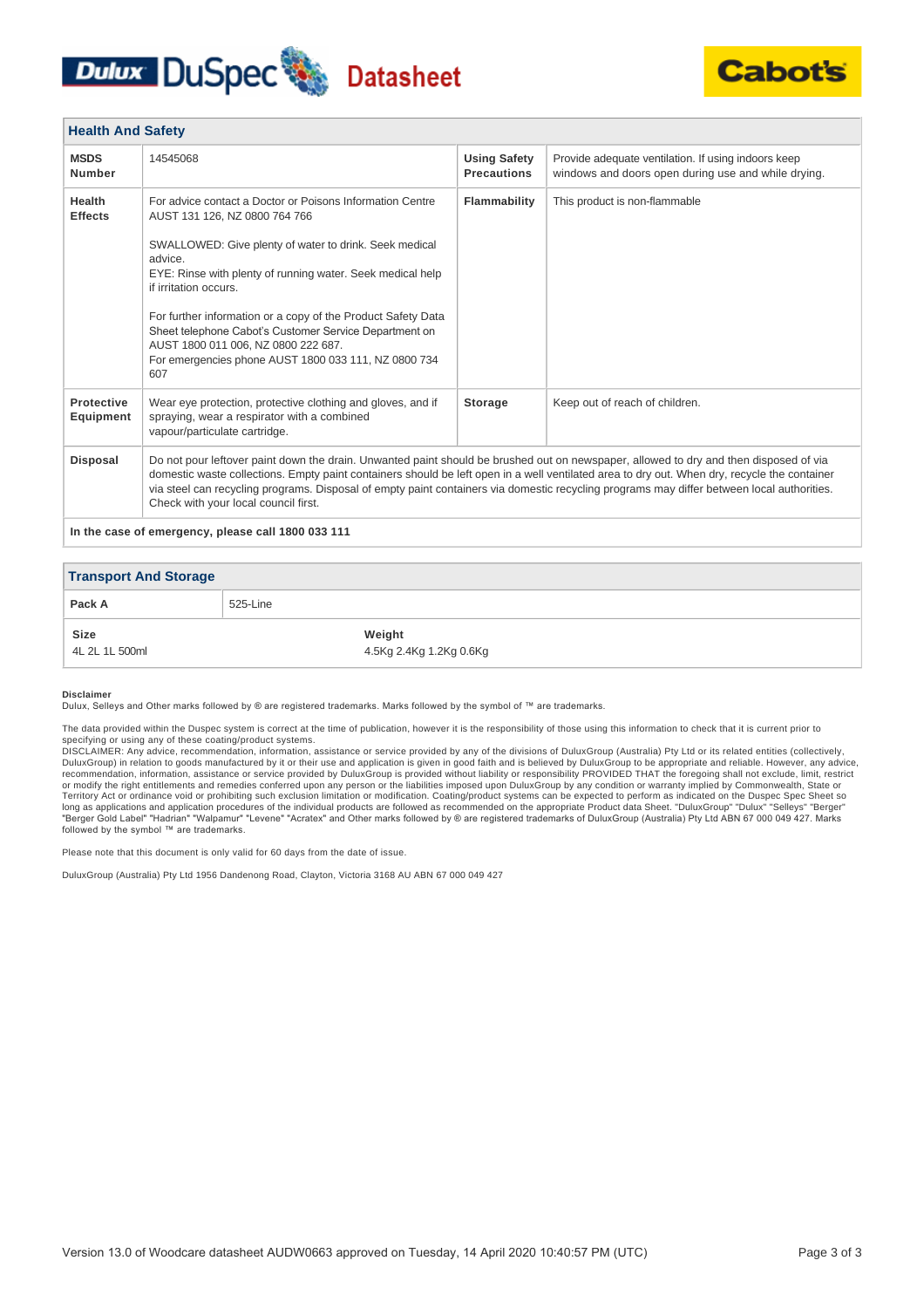## Health And Safety

| | | | |
|---|---|---|---|
| **MSDS Number** | 14545068 | **Using Safety Precautions** | Provide adequate ventilation. If using indoors keep windows and doors open during use and while drying. |
| **Health Effects** | For advice contact a Doctor or Poisons Information Centre AUST 131 126, NZ 0800 764 766<br><br>SWALLOWED: Give plenty of water to drink. Seek medical advice.<br>EYE: Rinse with plenty of running water. Seek medical help if irritation occurs.<br><br>For further information or a copy of the Product Safety Data Sheet telephone Cabot's Customer Service Department on AUST 1800 011 006, NZ 0800 222 687.<br>For emergencies phone AUST 1800 033 111, NZ 0800 734 607 | **Flammability** | This product is non-flammable |
| **Protective Equipment** | Wear eye protection, protective clothing and gloves, and if spraying, wear a respirator with a combined vapour/particulate cartridge. | **Storage** | Keep out of reach of children. |
| **Disposal** | Do not pour leftover paint down the drain. Unwanted paint should be brushed out on newspaper, allowed to dry and then disposed of via domestic waste collections. Empty paint containers should be left open in a well ventilated area to dry out. When dry, recycle the container via steel can recycling programs. Disposal of empty paint containers via domestic recycling programs may differ between local authorities. Check with your local council first. | | |

**In the case of emergency, please call 1800 033 111**

## Transport And Storage

| | |
|---|---|
| **Pack A** | 525-Line |
| **Size** | **Weight** |
| 4L 2L 1L 500ml | 4.5Kg 2.4Kg 1.2Kg 0.6Kg |

**Disclaimer**
Dulux, Selleys and Other marks followed by ® are registered trademarks. Marks followed by the symbol of ™ are trademarks.

The data provided within the Duspec system is correct at the time of publication, however it is the responsibility of those using this information to check that it is current prior to specifying or using any of these coating/product systems.
DISCLAIMER: Any advice, recommendation, information, assistance or service provided by any of the divisions of DuluxGroup (Australia) Pty Ltd or its related entities (collectively, DuluxGroup) in relation to goods manufactured by it or their use and application is given in good faith and is believed by DuluxGroup to be appropriate and reliable. However, any advice, recommendation, information, assistance or service provided by DuluxGroup is provided without liability or responsibility PROVIDED THAT the foregoing shall not exclude, limit, restrict or modify the right entitlements and remedies conferred upon any person or the liabilities imposed upon DuluxGroup by any condition or warranty implied by Commonwealth, State or Territory Act or ordinance void or prohibiting such exclusion limitation or modification. Coating/product systems can be expected to perform as indicated on the Duspec Spec Sheet so long as applications and application procedures of the individual products are followed as recommended on the appropriate Product data Sheet. "DuluxGroup" "Dulux" "Selleys" "Berger" "Berger Gold Label" "Hadrian" "Walpamur" "Levene" "Acratex" and Other marks followed by ® are registered trademarks of DuluxGroup (Australia) Pty Ltd ABN 67 000 049 427. Marks followed by the symbol ™ are trademarks.

Please note that this document is only valid for 60 days from the date of issue.

DuluxGroup (Australia) Pty Ltd 1956 Dandenong Road, Clayton, Victoria 3168 AU ABN 67 000 049 427

Version 13.0 of Woodcare datasheet AUDW0663 approved on Tuesday, 14 April 2020 10:40:57 PM (UTC)